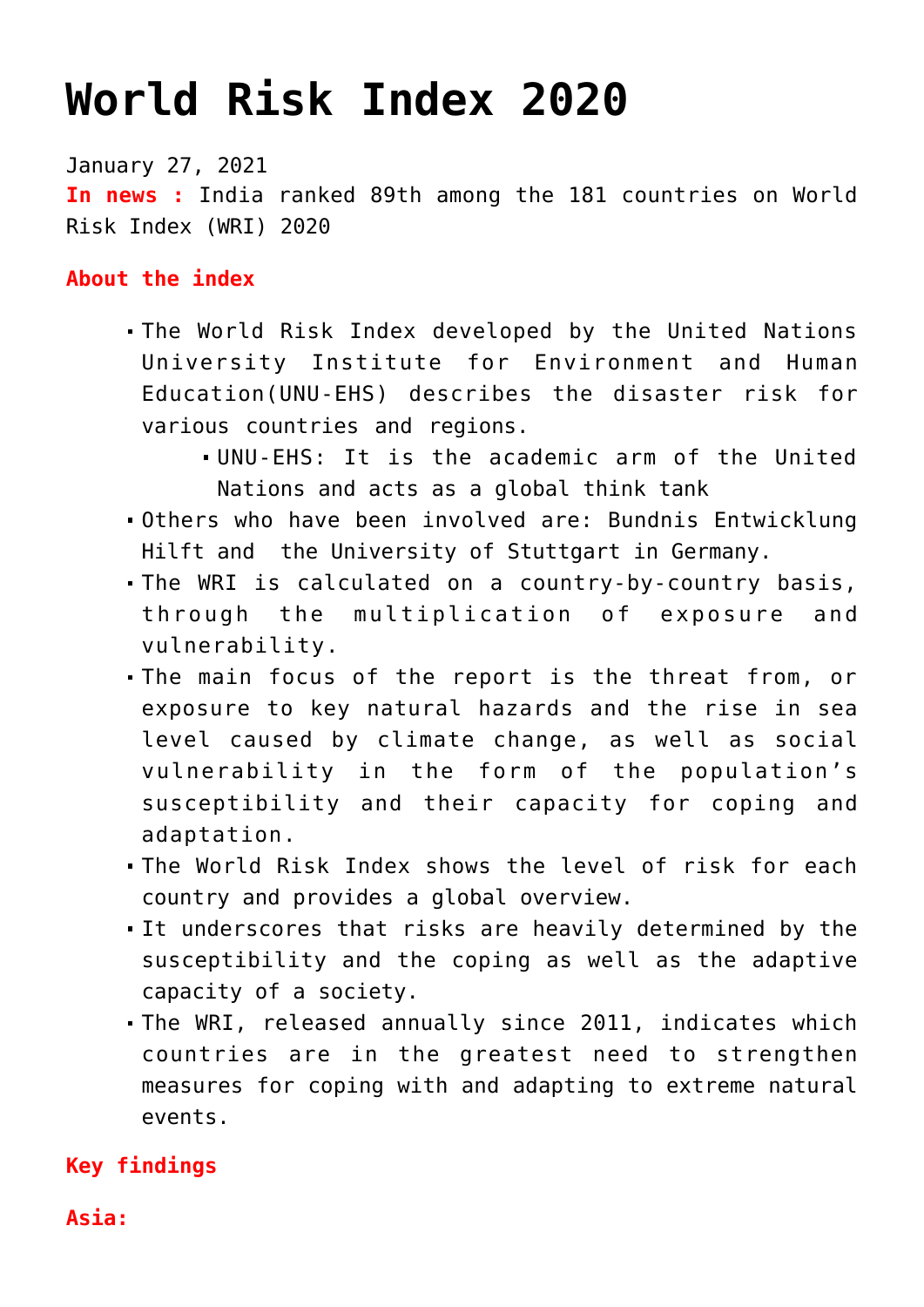# World Risk Index 2020

January 27, 2021

**In news :** India ranked 89th among the 181 countries on World Risk Index (WRI) 2020

**About the index**

- The World Risk Index developed by the United Nations University Institute for Environment and Human Education(UNU-EHS) describes the disaster risk for various countries and regions.
  - UNU-EHS: It is the academic arm of the United Nations and acts as a global think tank
- Others who have been involved are: Bundnis Entwicklung Hilft and the University of Stuttgart in Germany.
- The WRI is calculated on a country-by-country basis, through the multiplication of exposure and vulnerability.
- The main focus of the report is the threat from, or exposure to key natural hazards and the rise in sea level caused by climate change, as well as social vulnerability in the form of the population's susceptibility and their capacity for coping and adaptation.
- The World Risk Index shows the level of risk for each country and provides a global overview.
- It underscores that risks are heavily determined by the susceptibility and the coping as well as the adaptive capacity of a society.
- The WRI, released annually since 2011, indicates which countries are in the greatest need to strengthen measures for coping with and adapting to extreme natural events.

**Key findings**

**Asia:**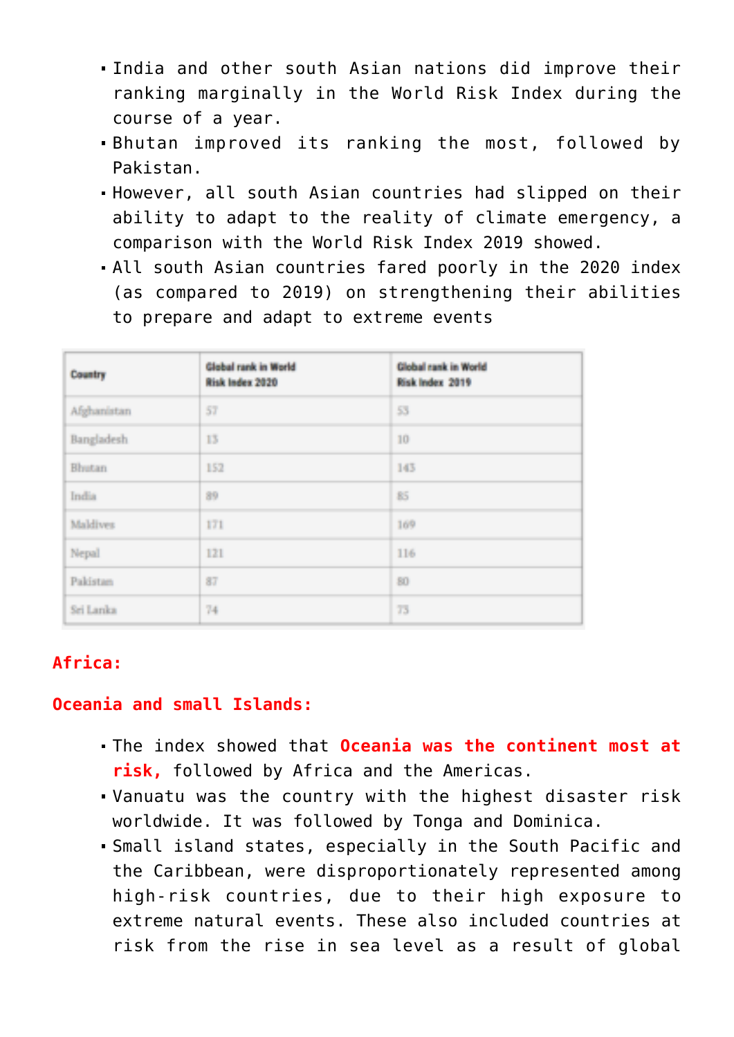- India and other south Asian nations did improve their ranking marginally in the World Risk Index during the course of a year.
- Bhutan improved its ranking the most, followed by Pakistan.
- However, all south Asian countries had slipped on their ability to adapt to the reality of climate emergency, a comparison with the World Risk Index 2019 showed.
- All south Asian countries fared poorly in the 2020 index (as compared to 2019) on strengthening their abilities to prepare and adapt to extreme events

| Country | Global rank in World Risk Index 2020 | Global rank in World Risk Index 2019 |
|---|---|---|
| Afghanistan | 57 | 53 |
| Bangladesh | 13 | 10 |
| Bhutan | 152 | 143 |
| India | 89 | 85 |
| Maldives | 171 | 169 |
| Nepal | 121 | 116 |
| Pakistan | 87 | 80 |
| Sri Lanka | 74 | 73 |

**Africa:**

**Oceania and small Islands:**

- The index showed that **Oceania was the continent most at risk,** followed by Africa and the Americas.
- Vanuatu was the country with the highest disaster risk worldwide. It was followed by Tonga and Dominica.
- Small island states, especially in the South Pacific and the Caribbean, were disproportionately represented among high-risk countries, due to their high exposure to extreme natural events. These also included countries at risk from the rise in sea level as a result of global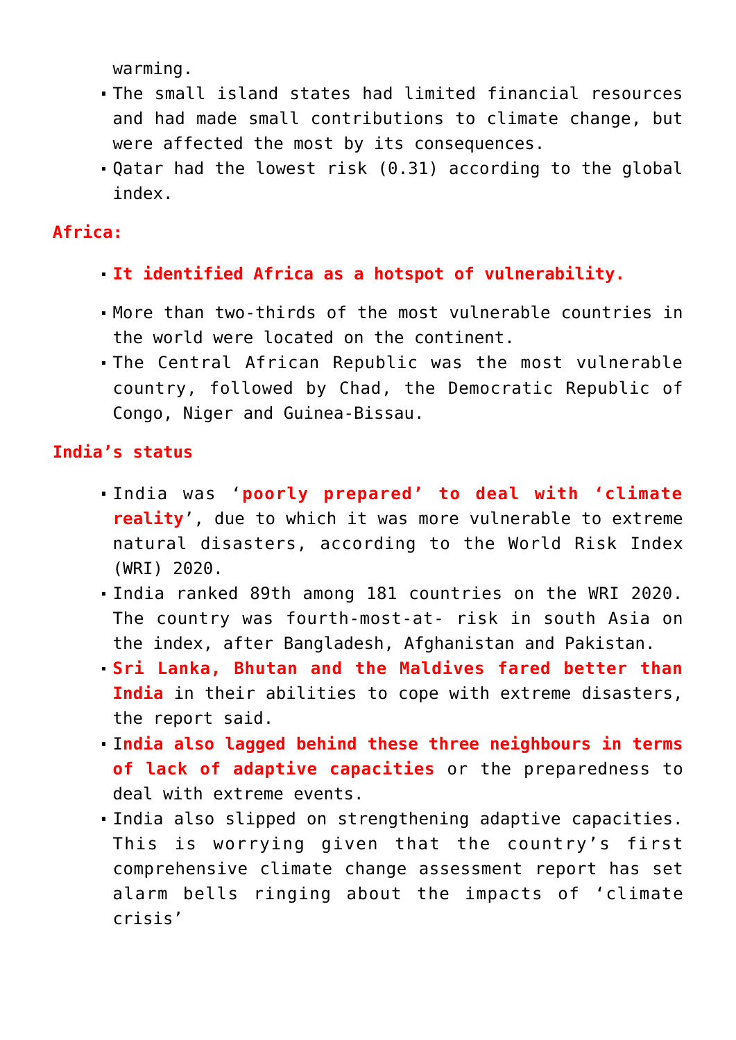warming.

- The small island states had limited financial resources and had made small contributions to climate change, but were affected the most by its consequences.
- Qatar had the lowest risk (0.31) according to the global index.

### Africa:

- **It identified Africa as a hotspot of vulnerability.**
- More than two-thirds of the most vulnerable countries in the world were located on the continent.
- The Central African Republic was the most vulnerable country, followed by Chad, the Democratic Republic of Congo, Niger and Guinea-Bissau.

### India's status

- India was '**poorly prepared' to deal with 'climate reality**', due to which it was more vulnerable to extreme natural disasters, according to the World Risk Index (WRI) 2020.
- India ranked 89th among 181 countries on the WRI 2020. The country was fourth-most-at- risk in south Asia on the index, after Bangladesh, Afghanistan and Pakistan.
- **Sri Lanka, Bhutan and the Maldives fared better than India** in their abilities to cope with extreme disasters, the report said.
- **India also lagged behind these three neighbours in terms of lack of adaptive capacities** or the preparedness to deal with extreme events.
- India also slipped on strengthening adaptive capacities. This is worrying given that the country's first comprehensive climate change assessment report has set alarm bells ringing about the impacts of 'climate crisis'